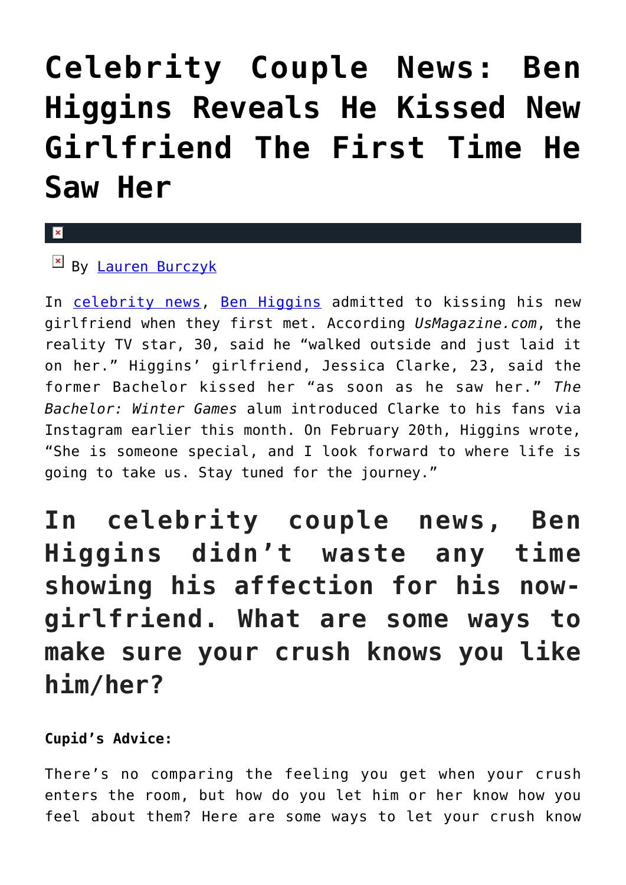# Celebrity Couple News: Ben Higgins Reveals He Kissed New Girlfriend The First Time He Saw Her

By Lauren Burczyk

In celebrity news, Ben Higgins admitted to kissing his new girlfriend when they first met. According *UsMagazine.com*, the reality TV star, 30, said he "walked outside and just laid it on her." Higgins' girlfriend, Jessica Clarke, 23, said the former Bachelor kissed her "as soon as he saw her." *The Bachelor: Winter Games* alum introduced Clarke to his fans via Instagram earlier this month. On February 20th, Higgins wrote, "She is someone special, and I look forward to where life is going to take us. Stay tuned for the journey."

## In celebrity couple news, Ben Higgins didn't waste any time showing his affection for his now-girlfriend. What are some ways to make sure your crush knows you like him/her?

**Cupid's Advice:**

There's no comparing the feeling you get when your crush enters the room, but how do you let him or her know how you feel about them? Here are some ways to let your crush know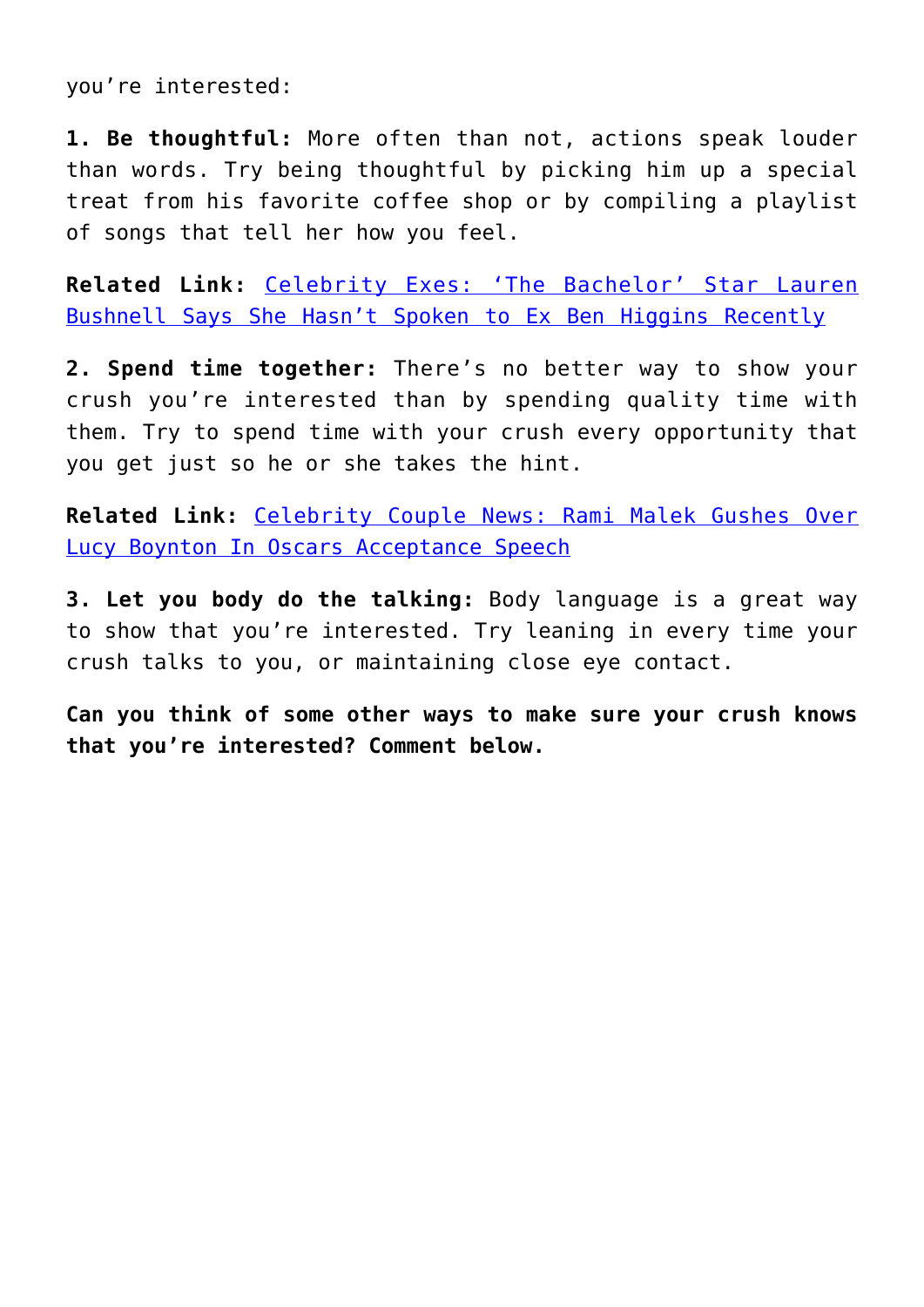you're interested:

**1. Be thoughtful:** More often than not, actions speak louder than words. Try being thoughtful by picking him up a special treat from his favorite coffee shop or by compiling a playlist of songs that tell her how you feel.

**Related Link:** Celebrity Exes: 'The Bachelor' Star Lauren Bushnell Says She Hasn't Spoken to Ex Ben Higgins Recently

**2. Spend time together:** There's no better way to show your crush you're interested than by spending quality time with them. Try to spend time with your crush every opportunity that you get just so he or she takes the hint.

**Related Link:** Celebrity Couple News: Rami Malek Gushes Over Lucy Boynton In Oscars Acceptance Speech

**3. Let you body do the talking:** Body language is a great way to show that you're interested. Try leaning in every time your crush talks to you, or maintaining close eye contact.

**Can you think of some other ways to make sure your crush knows that you're interested? Comment below.**